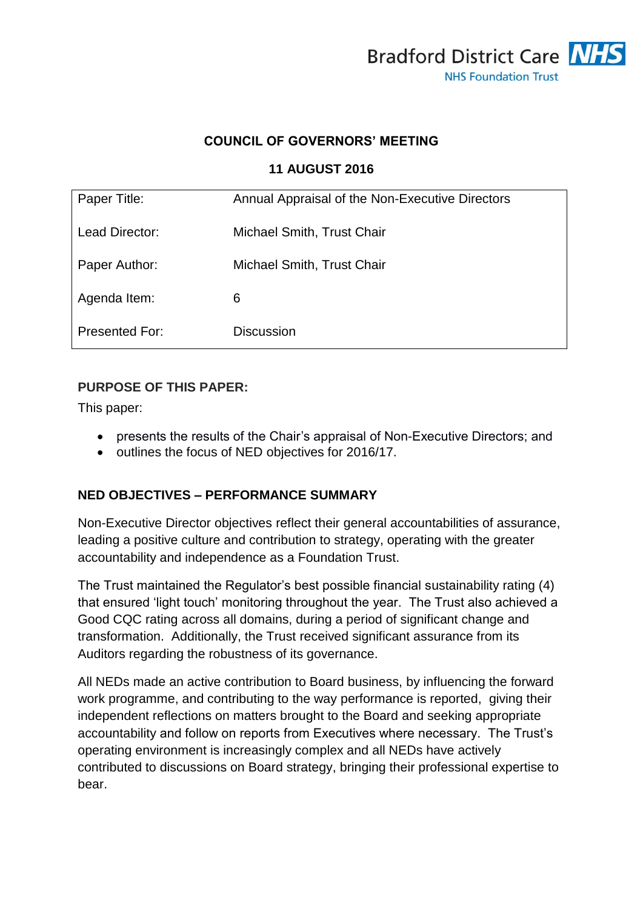Bradford District Care NHS
NHS Foundation Trust

## COUNCIL OF GOVERNORS' MEETING

**11 AUGUST 2016**

| | |
|---|---|
| Paper Title: | Annual Appraisal of the Non-Executive Directors |
| Lead Director: | Michael Smith, Trust Chair |
| Paper Author: | Michael Smith, Trust Chair |
| Agenda Item: | 6 |
| Presented For: | Discussion |

**PURPOSE OF THIS PAPER:**

This paper:

- presents the results of the Chair's appraisal of Non-Executive Directors; and
- outlines the focus of NED objectives for 2016/17.

**NED OBJECTIVES – PERFORMANCE SUMMARY**

Non-Executive Director objectives reflect their general accountabilities of assurance, leading a positive culture and contribution to strategy, operating with the greater accountability and independence as a Foundation Trust.

The Trust maintained the Regulator's best possible financial sustainability rating (4) that ensured 'light touch' monitoring throughout the year. The Trust also achieved a Good CQC rating across all domains, during a period of significant change and transformation. Additionally, the Trust received significant assurance from its Auditors regarding the robustness of its governance.

All NEDs made an active contribution to Board business, by influencing the forward work programme, and contributing to the way performance is reported, giving their independent reflections on matters brought to the Board and seeking appropriate accountability and follow on reports from Executives where necessary. The Trust's operating environment is increasingly complex and all NEDs have actively contributed to discussions on Board strategy, bringing their professional expertise to bear.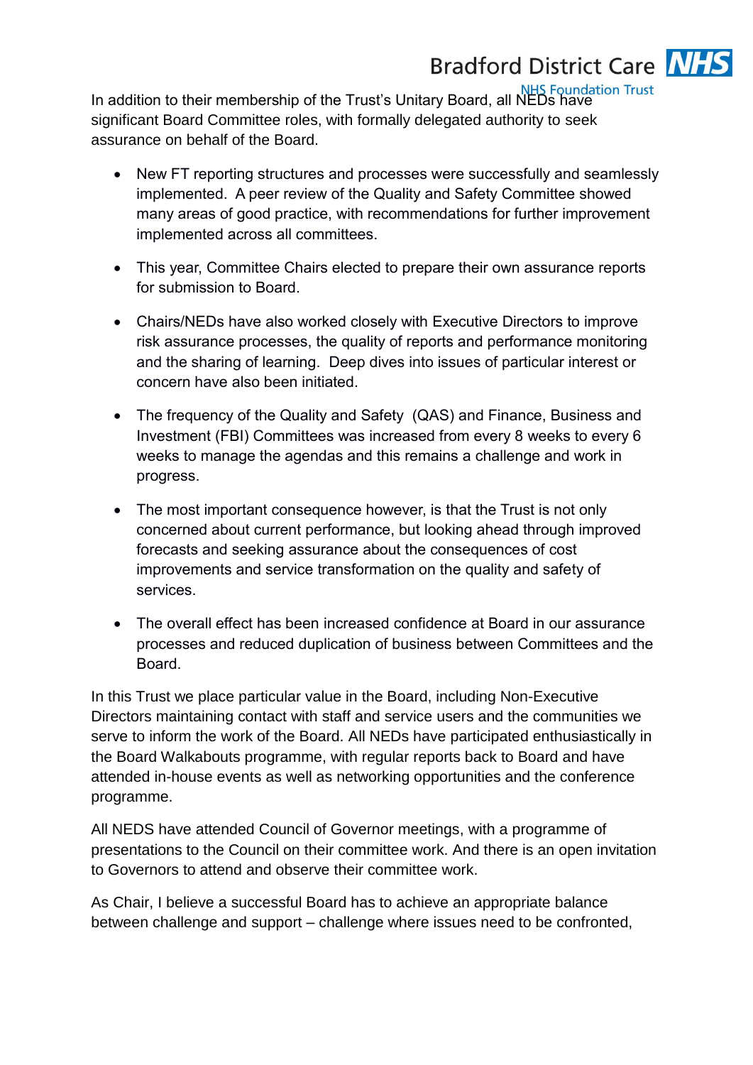In addition to their membership of the Trust's Unitary Board, all NEDs have significant Board Committee roles, with formally delegated authority to seek assurance on behalf of the Board.

- New FT reporting structures and processes were successfully and seamlessly implemented. A peer review of the Quality and Safety Committee showed many areas of good practice, with recommendations for further improvement implemented across all committees.

- This year, Committee Chairs elected to prepare their own assurance reports for submission to Board.

- Chairs/NEDs have also worked closely with Executive Directors to improve risk assurance processes, the quality of reports and performance monitoring and the sharing of learning. Deep dives into issues of particular interest or concern have also been initiated.

- The frequency of the Quality and Safety (QAS) and Finance, Business and Investment (FBI) Committees was increased from every 8 weeks to every 6 weeks to manage the agendas and this remains a challenge and work in progress.

- The most important consequence however, is that the Trust is not only concerned about current performance, but looking ahead through improved forecasts and seeking assurance about the consequences of cost improvements and service transformation on the quality and safety of services.

- The overall effect has been increased confidence at Board in our assurance processes and reduced duplication of business between Committees and the Board.

In this Trust we place particular value in the Board, including Non-Executive Directors maintaining contact with staff and service users and the communities we serve to inform the work of the Board. All NEDs have participated enthusiastically in the Board Walkabouts programme, with regular reports back to Board and have attended in-house events as well as networking opportunities and the conference programme.

All NEDS have attended Council of Governor meetings, with a programme of presentations to the Council on their committee work. And there is an open invitation to Governors to attend and observe their committee work.

As Chair, I believe a successful Board has to achieve an appropriate balance between challenge and support – challenge where issues need to be confronted,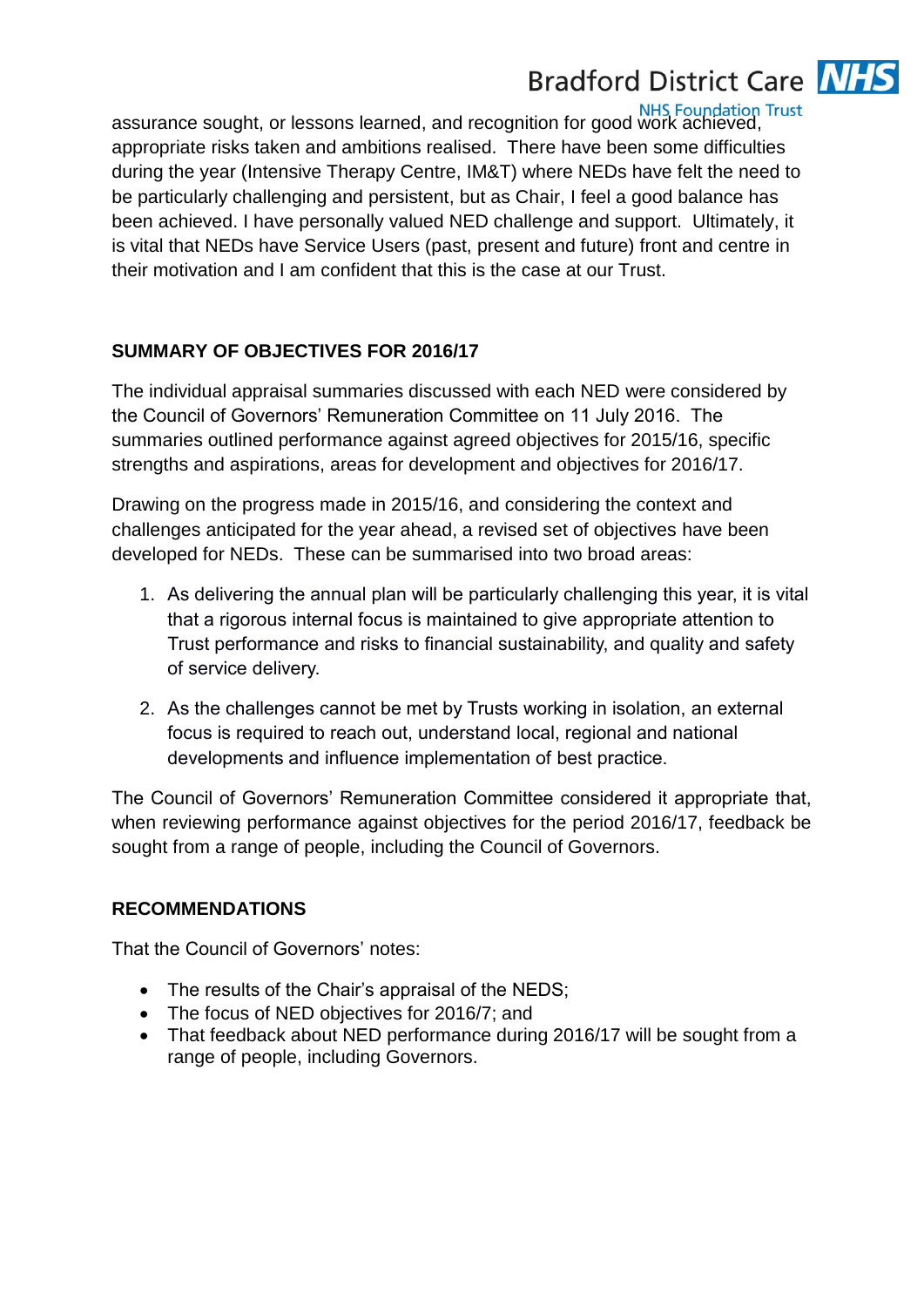assurance sought, or lessons learned, and recognition for good work achieved, appropriate risks taken and ambitions realised. There have been some difficulties during the year (Intensive Therapy Centre, IM&T) where NEDs have felt the need to be particularly challenging and persistent, but as Chair, I feel a good balance has been achieved. I have personally valued NED challenge and support. Ultimately, it is vital that NEDs have Service Users (past, present and future) front and centre in their motivation and I am confident that this is the case at our Trust.

## SUMMARY OF OBJECTIVES FOR 2016/17

The individual appraisal summaries discussed with each NED were considered by the Council of Governors' Remuneration Committee on 11 July 2016. The summaries outlined performance against agreed objectives for 2015/16, specific strengths and aspirations, areas for development and objectives for 2016/17.

Drawing on the progress made in 2015/16, and considering the context and challenges anticipated for the year ahead, a revised set of objectives have been developed for NEDs. These can be summarised into two broad areas:

1. As delivering the annual plan will be particularly challenging this year, it is vital that a rigorous internal focus is maintained to give appropriate attention to Trust performance and risks to financial sustainability, and quality and safety of service delivery.
2. As the challenges cannot be met by Trusts working in isolation, an external focus is required to reach out, understand local, regional and national developments and influence implementation of best practice.

The Council of Governors' Remuneration Committee considered it appropriate that, when reviewing performance against objectives for the period 2016/17, feedback be sought from a range of people, including the Council of Governors.

## RECOMMENDATIONS

That the Council of Governors' notes:

- The results of the Chair's appraisal of the NEDS;
- The focus of NED objectives for 2016/7; and
- That feedback about NED performance during 2016/17 will be sought from a range of people, including Governors.